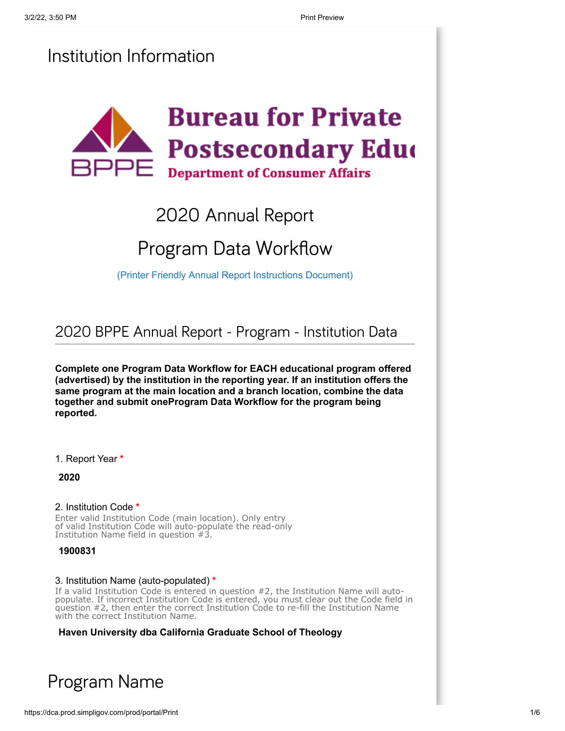# Institution Information

**Bureau for Private Postsecondary Educ**
**BPPE**
**Department of Consumer Affairs**

## 2020 Annual Report

## Program Data Workflow

(Printer Friendly Annual Report Instructions Document)

### 2020 BPPE Annual Report - Program - Institution Data

**Complete one Program Data Workflow for EACH educational program offered (advertised) by the institution in the reporting year. If an institution offers the same program at the main location and a branch location, combine the data together and submit oneProgram Data Workflow for the program being reported.**

1. Report Year *

**2020**

2. Institution Code *
Enter valid Institution Code (main location). Only entry of valid Institution Code will auto-populate the read-only Institution Name field in question #3.

**1900831**

3. Institution Name (auto-populated) *
If a valid Institution Code is entered in question #2, the Institution Name will auto-populate. If incorrect Institution Code is entered, you must clear out the Code field in question #2, then enter the correct Institution Code to re-fill the Institution Name with the correct Institution Name.

**Haven University dba California Graduate School of Theology**

# Program Name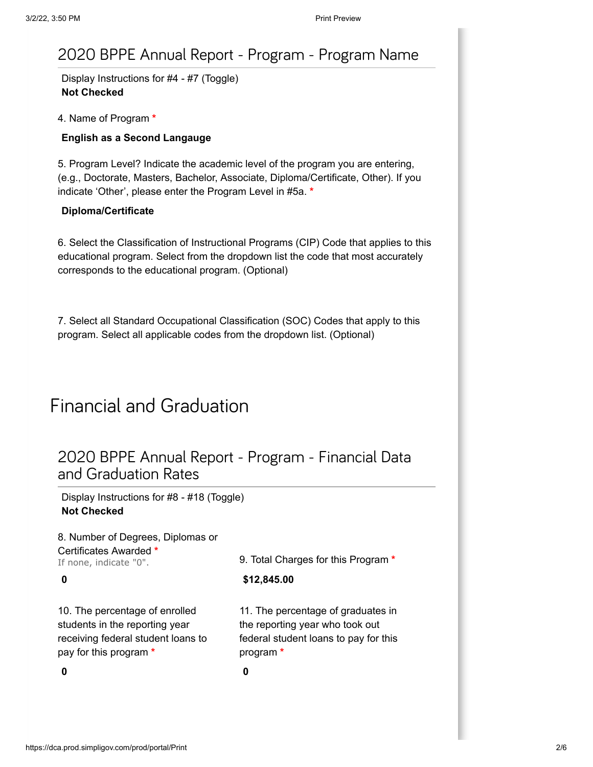## 2020 BPPE Annual Report - Program - Program Name

Display Instructions for #4 - #7 (Toggle)
**Not Checked**

4. Name of Program *

**English as a Second Langauge**

5. Program Level? Indicate the academic level of the program you are entering, (e.g., Doctorate, Masters, Bachelor, Associate, Diploma/Certificate, Other). If you indicate 'Other', please enter the Program Level in #5a. *

**Diploma/Certificate**

6. Select the Classification of Instructional Programs (CIP) Code that applies to this educational program. Select from the dropdown list the code that most accurately corresponds to the educational program. (Optional)

7. Select all Standard Occupational Classification (SOC) Codes that apply to this program. Select all applicable codes from the dropdown list. (Optional)

# Financial and Graduation

## 2020 BPPE Annual Report - Program - Financial Data and Graduation Rates

Display Instructions for #8 - #18 (Toggle)
**Not Checked**

8. Number of Degrees, Diplomas or Certificates Awarded *
If none, indicate "0".

**0**

9. Total Charges for this Program *

**$12,845.00**

10. The percentage of enrolled students in the reporting year receiving federal student loans to pay for this program *

**0**

11. The percentage of graduates in the reporting year who took out federal student loans to pay for this program *

**0**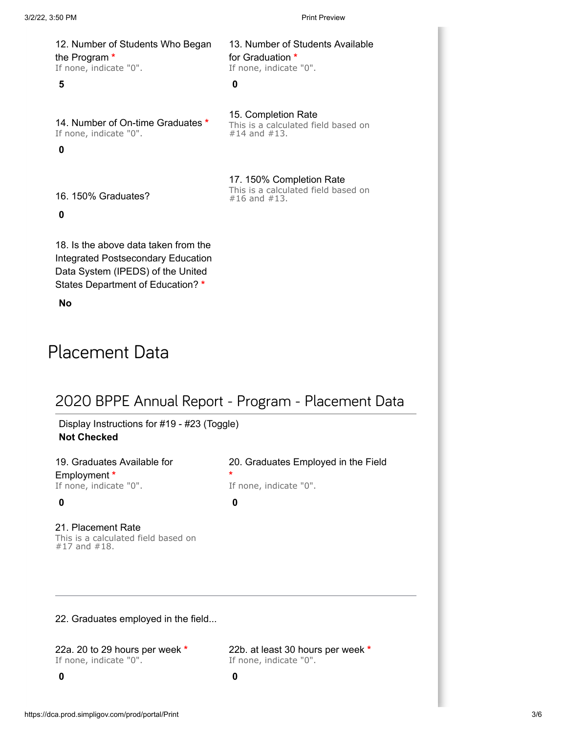12. Number of Students Who Began the Program *
If none, indicate "0".

**5**

13. Number of Students Available for Graduation *
If none, indicate "0".

**0**

14. Number of On-time Graduates *
If none, indicate "0".

**0**

15. Completion Rate
This is a calculated field based on #14 and #13.

16. 150% Graduates?

**0**

17. 150% Completion Rate
This is a calculated field based on #16 and #13.

18. Is the above data taken from the Integrated Postsecondary Education Data System (IPEDS) of the United States Department of Education? *

**No**

# Placement Data

## 2020 BPPE Annual Report - Program - Placement Data

Display Instructions for #19 - #23 (Toggle)
**Not Checked**

19. Graduates Available for Employment *
If none, indicate "0".

**0**

20. Graduates Employed in the Field *
If none, indicate "0".

**0**

21. Placement Rate
This is a calculated field based on #17 and #18.

---

22. Graduates employed in the field...

22a. 20 to 29 hours per week *
If none, indicate "0".

**0**

22b. at least 30 hours per week *
If none, indicate "0".

**0**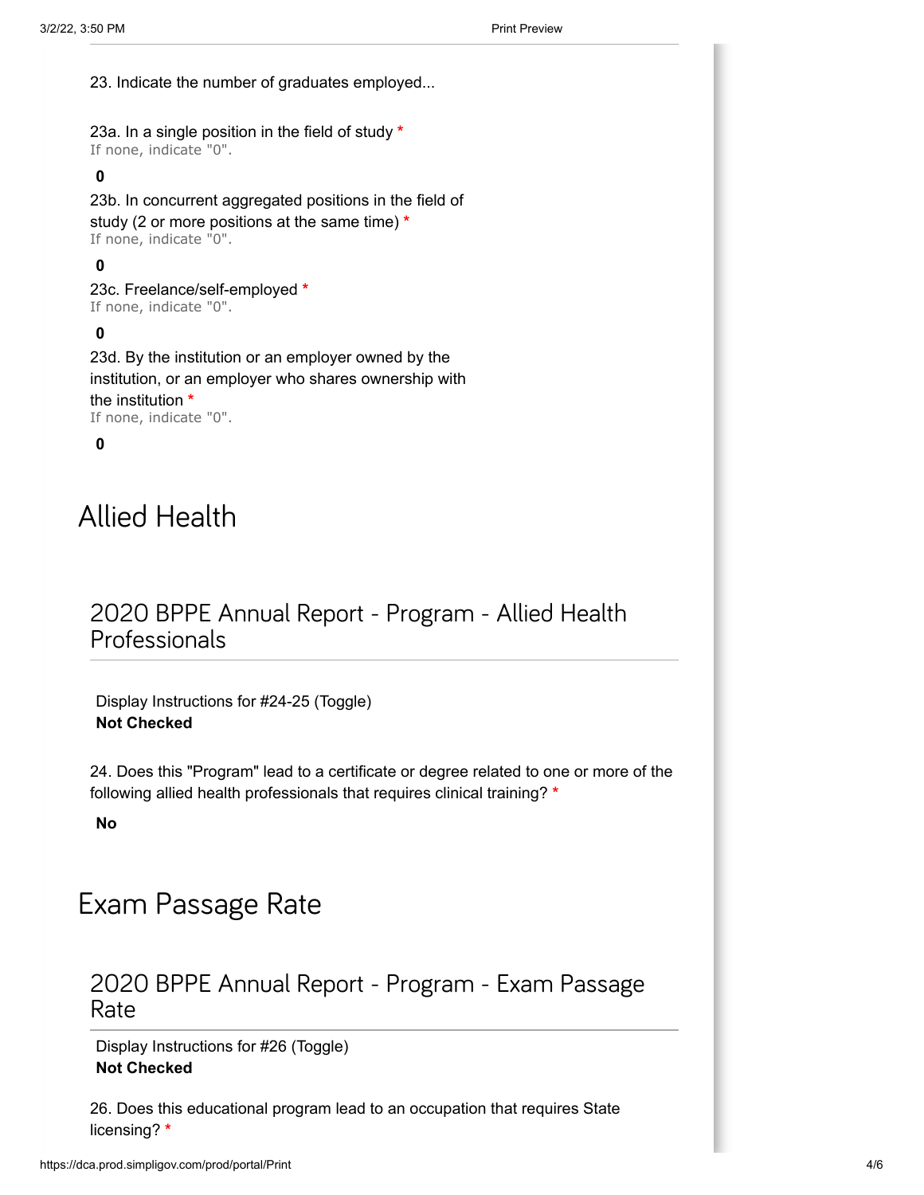23. Indicate the number of graduates employed...

23a. In a single position in the field of study *
If none, indicate "0".

**0**

23b. In concurrent aggregated positions in the field of study (2 or more positions at the same time) *
If none, indicate "0".

**0**

23c. Freelance/self-employed *
If none, indicate "0".

**0**

23d. By the institution or an employer owned by the institution, or an employer who shares ownership with the institution *
If none, indicate "0".

**0**

# Allied Health

## 2020 BPPE Annual Report - Program - Allied Health Professionals

Display Instructions for #24-25 (Toggle)
**Not Checked**

24. Does this "Program" lead to a certificate or degree related to one or more of the following allied health professionals that requires clinical training? *

**No**

# Exam Passage Rate

## 2020 BPPE Annual Report - Program - Exam Passage Rate

Display Instructions for #26 (Toggle)
**Not Checked**

26. Does this educational program lead to an occupation that requires State licensing? *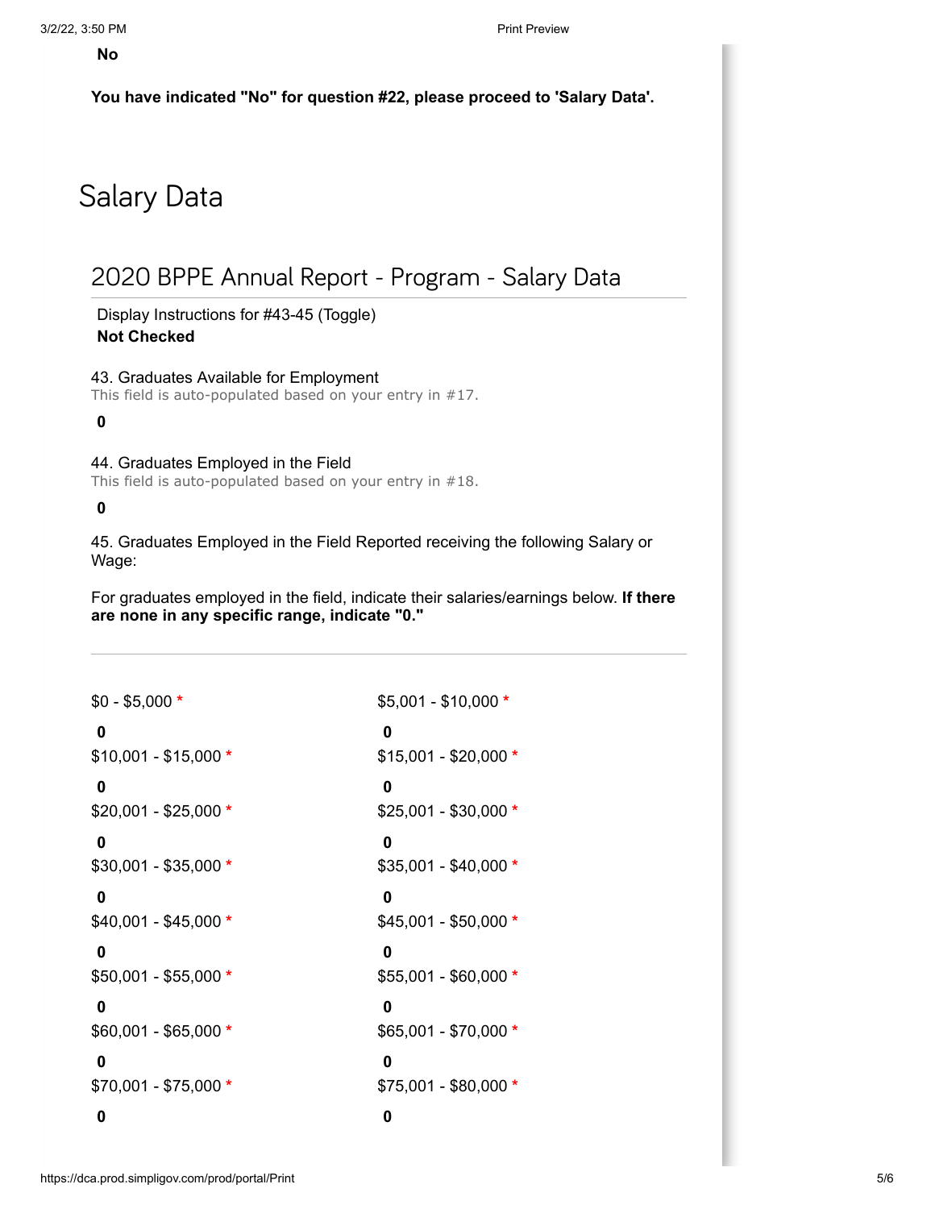**No**

**You have indicated "No" for question #22, please proceed to 'Salary Data'.**

# Salary Data

## 2020 BPPE Annual Report - Program - Salary Data

Display Instructions for #43-45 (Toggle)
**Not Checked**

43. Graduates Available for Employment
This field is auto-populated based on your entry in #17.

**0**

44. Graduates Employed in the Field
This field is auto-populated based on your entry in #18.

**0**

45. Graduates Employed in the Field Reported receiving the following Salary or Wage:

For graduates employed in the field, indicate their salaries/earnings below. **If there are none in any specific range, indicate "0."**

---

$0 - $5,000 *

**0**

$5,001 - $10,000 *

**0**

$10,001 - $15,000 *

**0**

$15,001 - $20,000 *

**0**

$20,001 - $25,000 *

**0**

$25,001 - $30,000 *

**0**

$30,001 - $35,000 *

**0**

$35,001 - $40,000 *

**0**

$40,001 - $45,000 *

**0**

$45,001 - $50,000 *

**0**

$50,001 - $55,000 *

**0**

$55,001 - $60,000 *

**0**

$60,001 - $65,000 *

**0**

$65,001 - $70,000 *

**0**

$70,001 - $75,000 *

**0**

$75,001 - $80,000 *

**0**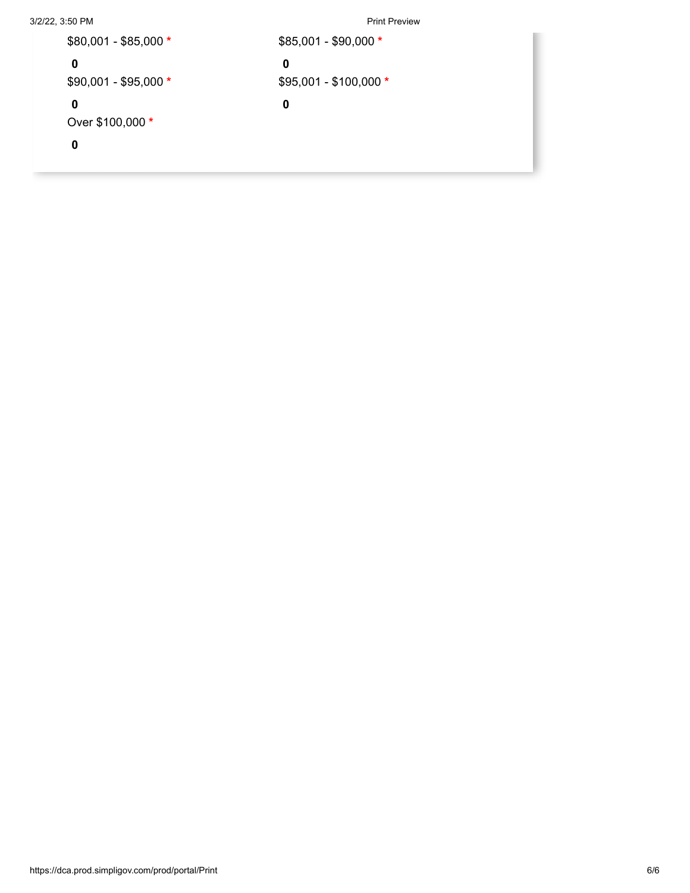$80,001 - $85,000 *

**0**

$85,001 - $90,000 *

**0**

$90,001 - $95,000 *

**0**

$95,001 - $100,000 *

**0**

Over $100,000 *

**0**